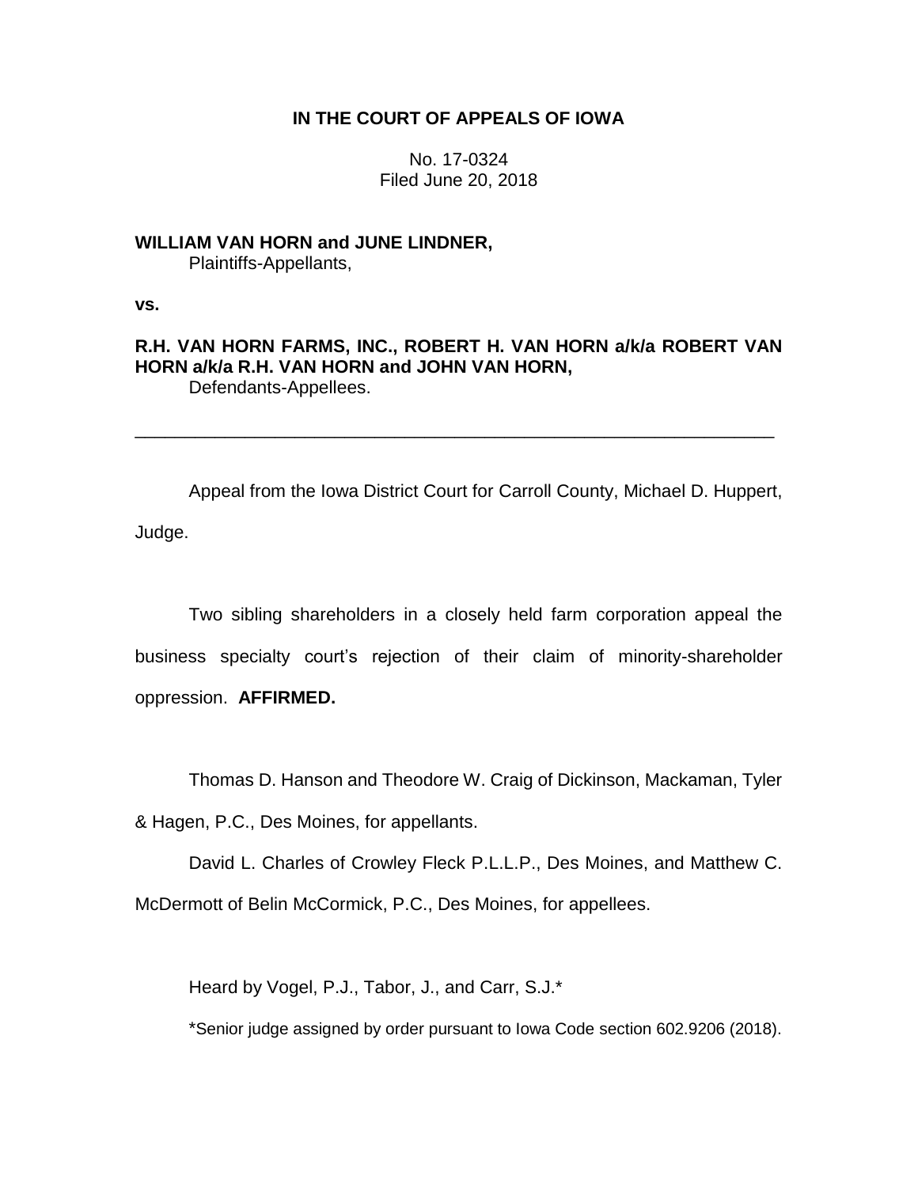**IN THE COURT OF APPEALS OF IOWA**

No. 17-0324
Filed June 20, 2018

**WILLIAM VAN HORN and JUNE LINDNER,**
Plaintiffs-Appellants,

**vs.**

**R.H. VAN HORN FARMS, INC., ROBERT H. VAN HORN a/k/a ROBERT VAN HORN a/k/a R.H. VAN HORN and JOHN VAN HORN,**
Defendants-Appellees.

---

Appeal from the Iowa District Court for Carroll County, Michael D. Huppert, Judge.

Two sibling shareholders in a closely held farm corporation appeal the business specialty court's rejection of their claim of minority-shareholder oppression. **AFFIRMED.**

Thomas D. Hanson and Theodore W. Craig of Dickinson, Mackaman, Tyler & Hagen, P.C., Des Moines, for appellants.

David L. Charles of Crowley Fleck P.L.L.P., Des Moines, and Matthew C. McDermott of Belin McCormick, P.C., Des Moines, for appellees.

Heard by Vogel, P.J., Tabor, J., and Carr, S.J.*

*Senior judge assigned by order pursuant to Iowa Code section 602.9206 (2018).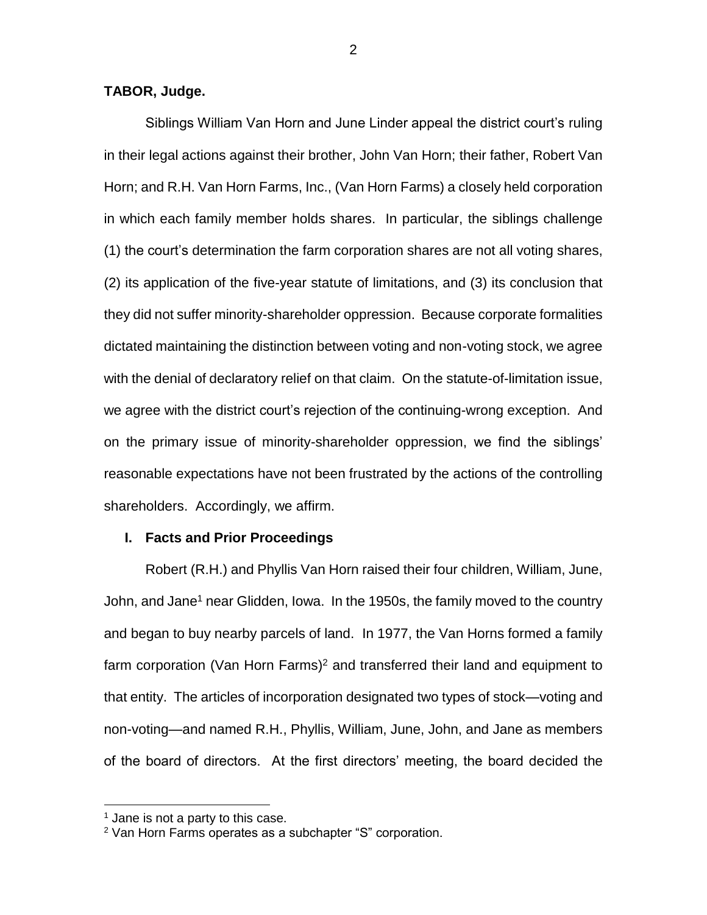**TABOR, Judge.**

Siblings William Van Horn and June Linder appeal the district court's ruling in their legal actions against their brother, John Van Horn; their father, Robert Van Horn; and R.H. Van Horn Farms, Inc., (Van Horn Farms) a closely held corporation in which each family member holds shares. In particular, the siblings challenge (1) the court's determination the farm corporation shares are not all voting shares, (2) its application of the five-year statute of limitations, and (3) its conclusion that they did not suffer minority-shareholder oppression. Because corporate formalities dictated maintaining the distinction between voting and non-voting stock, we agree with the denial of declaratory relief on that claim. On the statute-of-limitation issue, we agree with the district court's rejection of the continuing-wrong exception. And on the primary issue of minority-shareholder oppression, we find the siblings' reasonable expectations have not been frustrated by the actions of the controlling shareholders. Accordingly, we affirm.

## I. Facts and Prior Proceedings

Robert (R.H.) and Phyllis Van Horn raised their four children, William, June, John, and Jane[1] near Glidden, Iowa. In the 1950s, the family moved to the country and began to buy nearby parcels of land. In 1977, the Van Horns formed a family farm corporation (Van Horn Farms)[2] and transferred their land and equipment to that entity. The articles of incorporation designated two types of stock—voting and non-voting—and named R.H., Phyllis, William, June, John, and Jane as members of the board of directors. At the first directors' meeting, the board decided the

[1] Jane is not a party to this case.

[2] Van Horn Farms operates as a subchapter "S" corporation.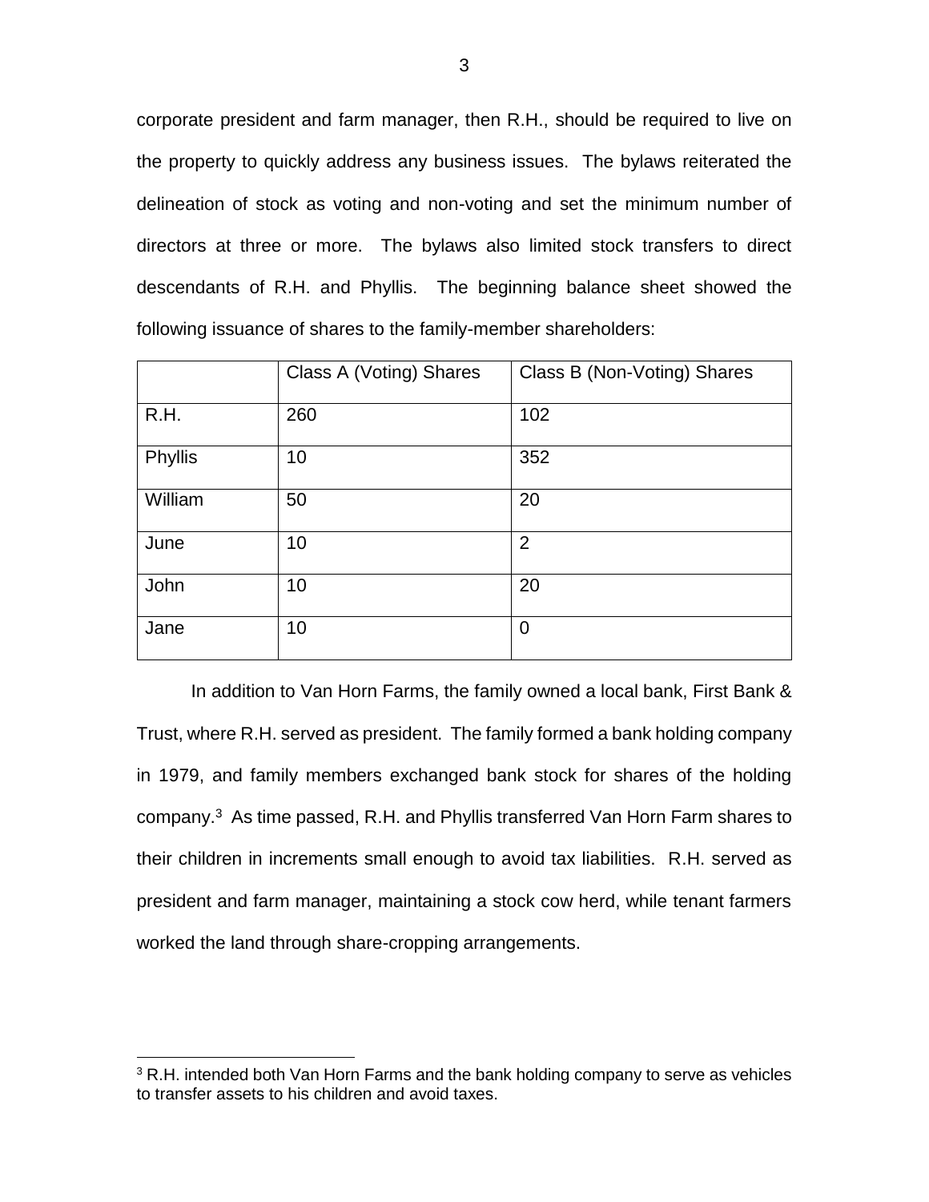corporate president and farm manager, then R.H., should be required to live on the property to quickly address any business issues. The bylaws reiterated the delineation of stock as voting and non-voting and set the minimum number of directors at three or more. The bylaws also limited stock transfers to direct descendants of R.H. and Phyllis. The beginning balance sheet showed the following issuance of shares to the family-member shareholders:

| | Class A (Voting) Shares | Class B (Non-Voting) Shares |
|---|---|---|
| R.H. | 260 | 102 |
| Phyllis | 10 | 352 |
| William | 50 | 20 |
| June | 10 | 2 |
| John | 10 | 20 |
| Jane | 10 | 0 |

In addition to Van Horn Farms, the family owned a local bank, First Bank & Trust, where R.H. served as president. The family formed a bank holding company in 1979, and family members exchanged bank stock for shares of the holding company.[3] As time passed, R.H. and Phyllis transferred Van Horn Farm shares to their children in increments small enough to avoid tax liabilities. R.H. served as president and farm manager, maintaining a stock cow herd, while tenant farmers worked the land through share-cropping arrangements.

[3] R.H. intended both Van Horn Farms and the bank holding company to serve as vehicles to transfer assets to his children and avoid taxes.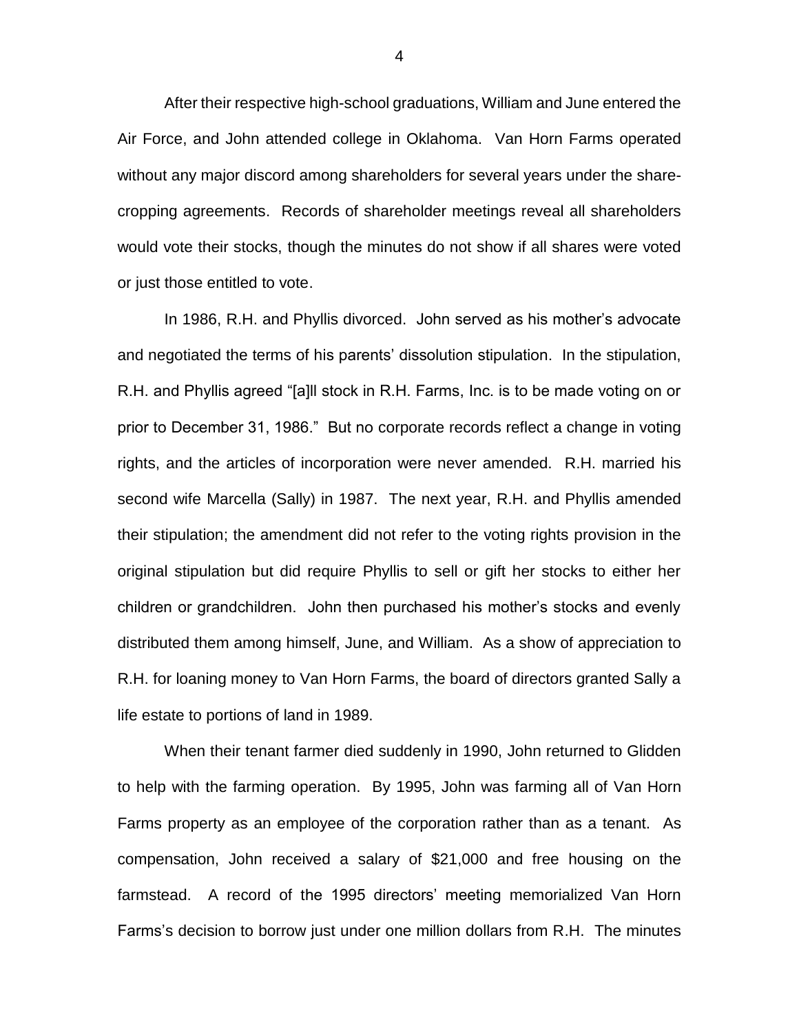After their respective high-school graduations, William and June entered the Air Force, and John attended college in Oklahoma. Van Horn Farms operated without any major discord among shareholders for several years under the share-cropping agreements. Records of shareholder meetings reveal all shareholders would vote their stocks, though the minutes do not show if all shares were voted or just those entitled to vote.

In 1986, R.H. and Phyllis divorced. John served as his mother's advocate and negotiated the terms of his parents' dissolution stipulation. In the stipulation, R.H. and Phyllis agreed "[a]ll stock in R.H. Farms, Inc. is to be made voting on or prior to December 31, 1986." But no corporate records reflect a change in voting rights, and the articles of incorporation were never amended. R.H. married his second wife Marcella (Sally) in 1987. The next year, R.H. and Phyllis amended their stipulation; the amendment did not refer to the voting rights provision in the original stipulation but did require Phyllis to sell or gift her stocks to either her children or grandchildren. John then purchased his mother's stocks and evenly distributed them among himself, June, and William. As a show of appreciation to R.H. for loaning money to Van Horn Farms, the board of directors granted Sally a life estate to portions of land in 1989.

When their tenant farmer died suddenly in 1990, John returned to Glidden to help with the farming operation. By 1995, John was farming all of Van Horn Farms property as an employee of the corporation rather than as a tenant. As compensation, John received a salary of $21,000 and free housing on the farmstead. A record of the 1995 directors' meeting memorialized Van Horn Farms's decision to borrow just under one million dollars from R.H. The minutes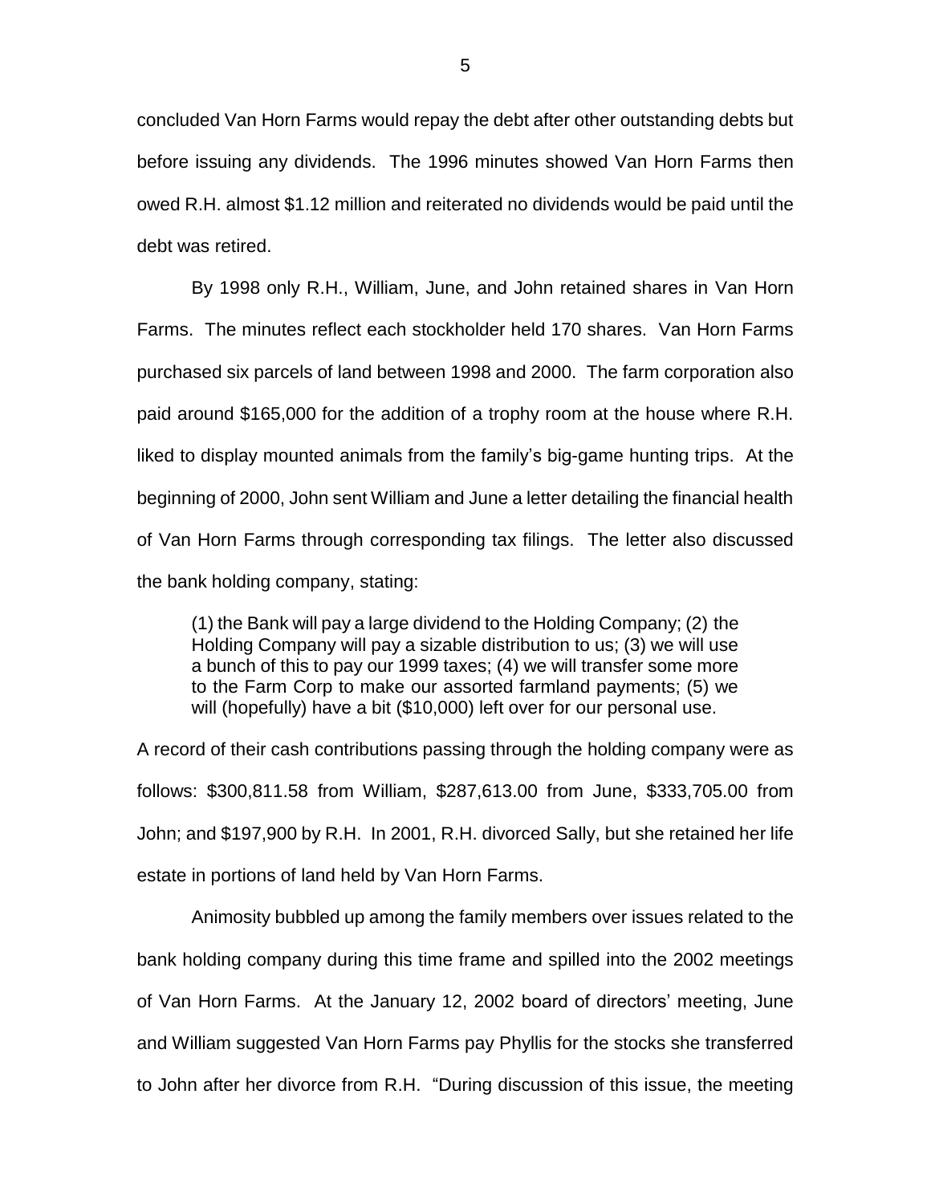concluded Van Horn Farms would repay the debt after other outstanding debts but before issuing any dividends. The 1996 minutes showed Van Horn Farms then owed R.H. almost $1.12 million and reiterated no dividends would be paid until the debt was retired.

By 1998 only R.H., William, June, and John retained shares in Van Horn Farms. The minutes reflect each stockholder held 170 shares. Van Horn Farms purchased six parcels of land between 1998 and 2000. The farm corporation also paid around $165,000 for the addition of a trophy room at the house where R.H. liked to display mounted animals from the family's big-game hunting trips. At the beginning of 2000, John sent William and June a letter detailing the financial health of Van Horn Farms through corresponding tax filings. The letter also discussed the bank holding company, stating:

> (1) the Bank will pay a large dividend to the Holding Company; (2) the Holding Company will pay a sizable distribution to us; (3) we will use a bunch of this to pay our 1999 taxes; (4) we will transfer some more to the Farm Corp to make our assorted farmland payments; (5) we will (hopefully) have a bit ($10,000) left over for our personal use.

A record of their cash contributions passing through the holding company were as follows: $300,811.58 from William, $287,613.00 from June, $333,705.00 from John; and $197,900 by R.H. In 2001, R.H. divorced Sally, but she retained her life estate in portions of land held by Van Horn Farms.

Animosity bubbled up among the family members over issues related to the bank holding company during this time frame and spilled into the 2002 meetings of Van Horn Farms. At the January 12, 2002 board of directors' meeting, June and William suggested Van Horn Farms pay Phyllis for the stocks she transferred to John after her divorce from R.H. "During discussion of this issue, the meeting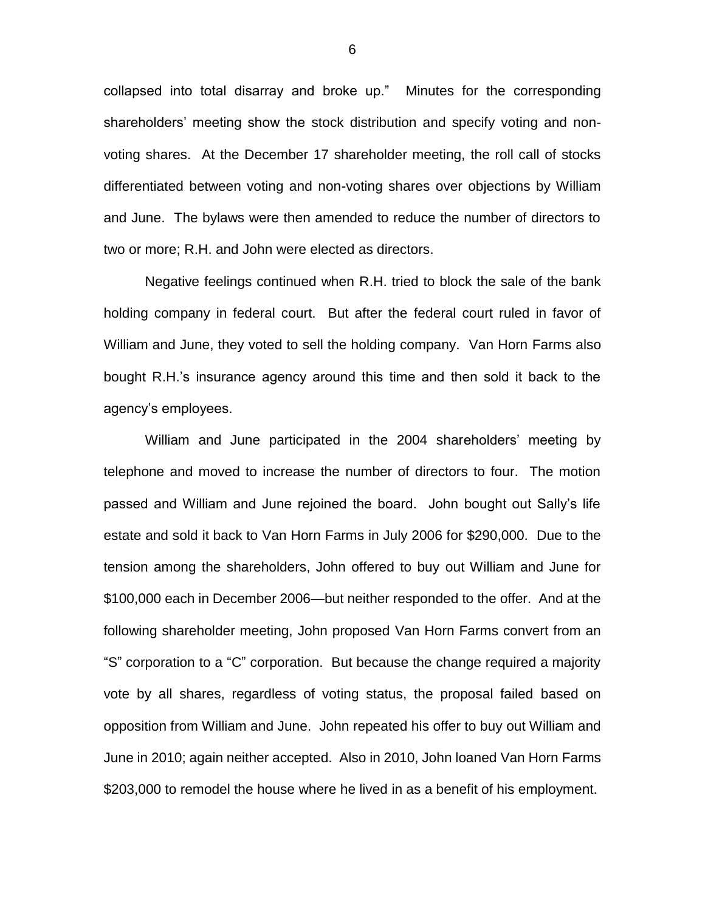collapsed into total disarray and broke up." Minutes for the corresponding shareholders' meeting show the stock distribution and specify voting and non-voting shares. At the December 17 shareholder meeting, the roll call of stocks differentiated between voting and non-voting shares over objections by William and June. The bylaws were then amended to reduce the number of directors to two or more; R.H. and John were elected as directors.

Negative feelings continued when R.H. tried to block the sale of the bank holding company in federal court. But after the federal court ruled in favor of William and June, they voted to sell the holding company. Van Horn Farms also bought R.H.'s insurance agency around this time and then sold it back to the agency's employees.

William and June participated in the 2004 shareholders' meeting by telephone and moved to increase the number of directors to four. The motion passed and William and June rejoined the board. John bought out Sally's life estate and sold it back to Van Horn Farms in July 2006 for $290,000. Due to the tension among the shareholders, John offered to buy out William and June for $100,000 each in December 2006—but neither responded to the offer. And at the following shareholder meeting, John proposed Van Horn Farms convert from an "S" corporation to a "C" corporation. But because the change required a majority vote by all shares, regardless of voting status, the proposal failed based on opposition from William and June. John repeated his offer to buy out William and June in 2010; again neither accepted. Also in 2010, John loaned Van Horn Farms $203,000 to remodel the house where he lived in as a benefit of his employment.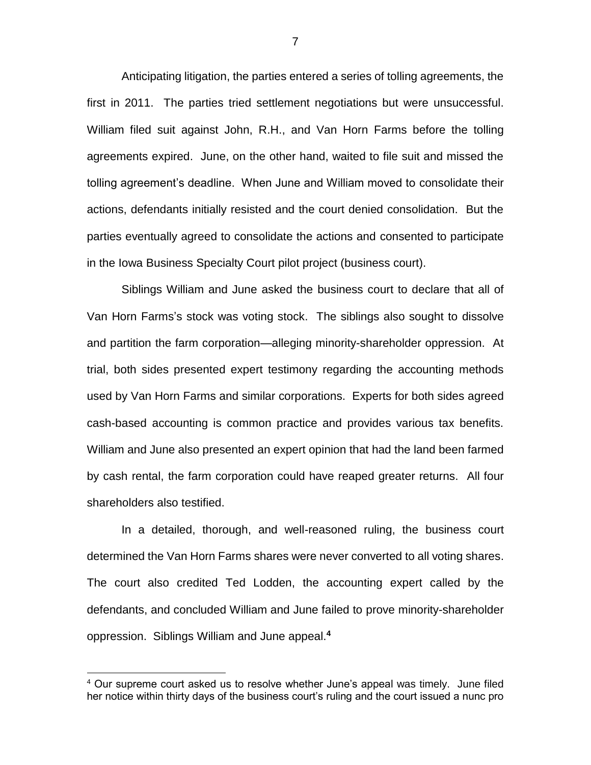Anticipating litigation, the parties entered a series of tolling agreements, the first in 2011. The parties tried settlement negotiations but were unsuccessful. William filed suit against John, R.H., and Van Horn Farms before the tolling agreements expired. June, on the other hand, waited to file suit and missed the tolling agreement's deadline. When June and William moved to consolidate their actions, defendants initially resisted and the court denied consolidation. But the parties eventually agreed to consolidate the actions and consented to participate in the Iowa Business Specialty Court pilot project (business court).

Siblings William and June asked the business court to declare that all of Van Horn Farms's stock was voting stock. The siblings also sought to dissolve and partition the farm corporation—alleging minority-shareholder oppression. At trial, both sides presented expert testimony regarding the accounting methods used by Van Horn Farms and similar corporations. Experts for both sides agreed cash-based accounting is common practice and provides various tax benefits. William and June also presented an expert opinion that had the land been farmed by cash rental, the farm corporation could have reaped greater returns. All four shareholders also testified.

In a detailed, thorough, and well-reasoned ruling, the business court determined the Van Horn Farms shares were never converted to all voting shares. The court also credited Ted Lodden, the accounting expert called by the defendants, and concluded William and June failed to prove minority-shareholder oppression. Siblings William and June appeal.[4]

[4] Our supreme court asked us to resolve whether June's appeal was timely. June filed her notice within thirty days of the business court's ruling and the court issued a nunc pro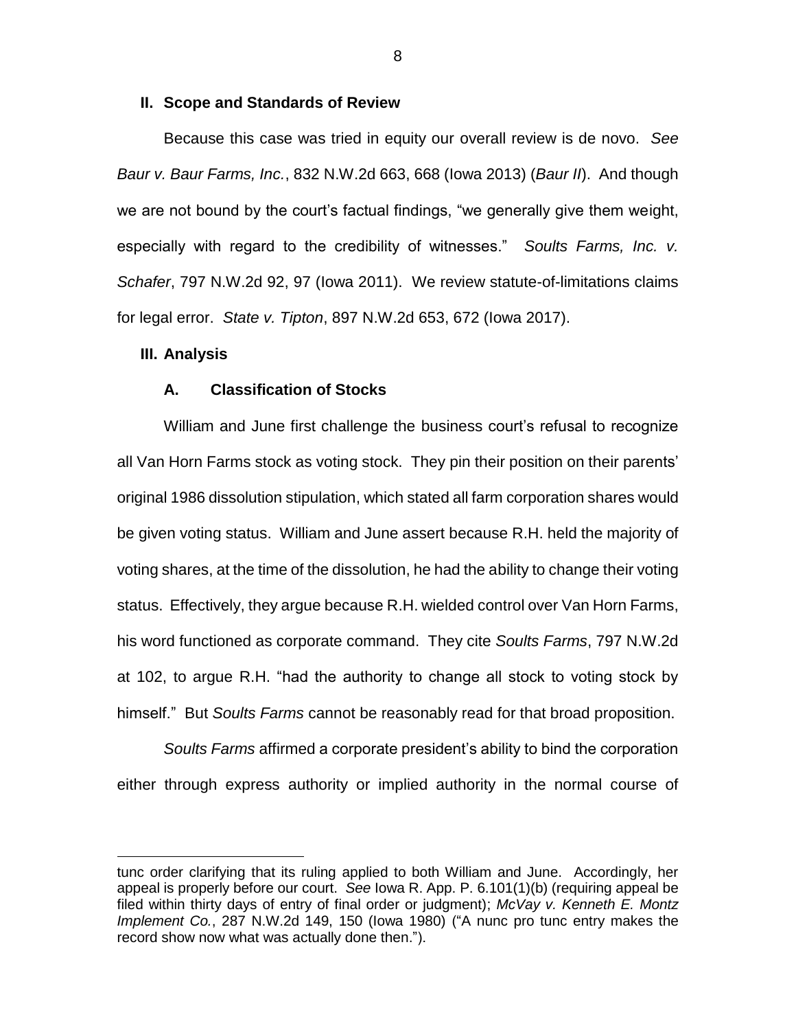## II. Scope and Standards of Review

Because this case was tried in equity our overall review is de novo. *See Baur v. Baur Farms, Inc.*, 832 N.W.2d 663, 668 (Iowa 2013) (*Baur II*). And though we are not bound by the court's factual findings, "we generally give them weight, especially with regard to the credibility of witnesses." *Soults Farms, Inc. v. Schafer*, 797 N.W.2d 92, 97 (Iowa 2011). We review statute-of-limitations claims for legal error. *State v. Tipton*, 897 N.W.2d 653, 672 (Iowa 2017).

## III. Analysis

### A. Classification of Stocks

William and June first challenge the business court's refusal to recognize all Van Horn Farms stock as voting stock. They pin their position on their parents' original 1986 dissolution stipulation, which stated all farm corporation shares would be given voting status. William and June assert because R.H. held the majority of voting shares, at the time of the dissolution, he had the ability to change their voting status. Effectively, they argue because R.H. wielded control over Van Horn Farms, his word functioned as corporate command. They cite *Soults Farms*, 797 N.W.2d at 102, to argue R.H. "had the authority to change all stock to voting stock by himself." But *Soults Farms* cannot be reasonably read for that broad proposition.

*Soults Farms* affirmed a corporate president's ability to bind the corporation either through express authority or implied authority in the normal course of

---

tunc order clarifying that its ruling applied to both William and June. Accordingly, her appeal is properly before our court. *See* Iowa R. App. P. 6.101(1)(b) (requiring appeal be filed within thirty days of entry of final order or judgment); *McVay v. Kenneth E. Montz Implement Co.*, 287 N.W.2d 149, 150 (Iowa 1980) ("A nunc pro tunc entry makes the record show now what was actually done then.").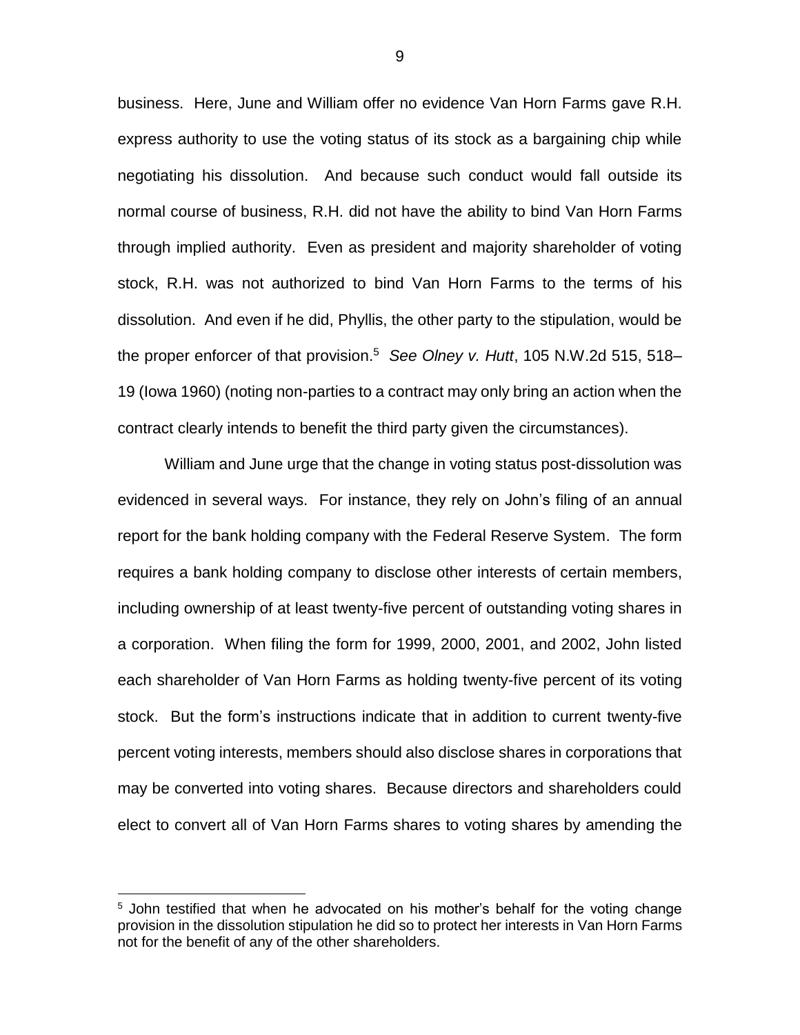business. Here, June and William offer no evidence Van Horn Farms gave R.H. express authority to use the voting status of its stock as a bargaining chip while negotiating his dissolution. And because such conduct would fall outside its normal course of business, R.H. did not have the ability to bind Van Horn Farms through implied authority. Even as president and majority shareholder of voting stock, R.H. was not authorized to bind Van Horn Farms to the terms of his dissolution. And even if he did, Phyllis, the other party to the stipulation, would be the proper enforcer of that provision.[5] *See Olney v. Hutt*, 105 N.W.2d 515, 518–19 (Iowa 1960) (noting non-parties to a contract may only bring an action when the contract clearly intends to benefit the third party given the circumstances).

William and June urge that the change in voting status post-dissolution was evidenced in several ways. For instance, they rely on John's filing of an annual report for the bank holding company with the Federal Reserve System. The form requires a bank holding company to disclose other interests of certain members, including ownership of at least twenty-five percent of outstanding voting shares in a corporation. When filing the form for 1999, 2000, 2001, and 2002, John listed each shareholder of Van Horn Farms as holding twenty-five percent of its voting stock. But the form's instructions indicate that in addition to current twenty-five percent voting interests, members should also disclose shares in corporations that may be converted into voting shares. Because directors and shareholders could elect to convert all of Van Horn Farms shares to voting shares by amending the

---

[5] John testified that when he advocated on his mother's behalf for the voting change provision in the dissolution stipulation he did so to protect her interests in Van Horn Farms not for the benefit of any of the other shareholders.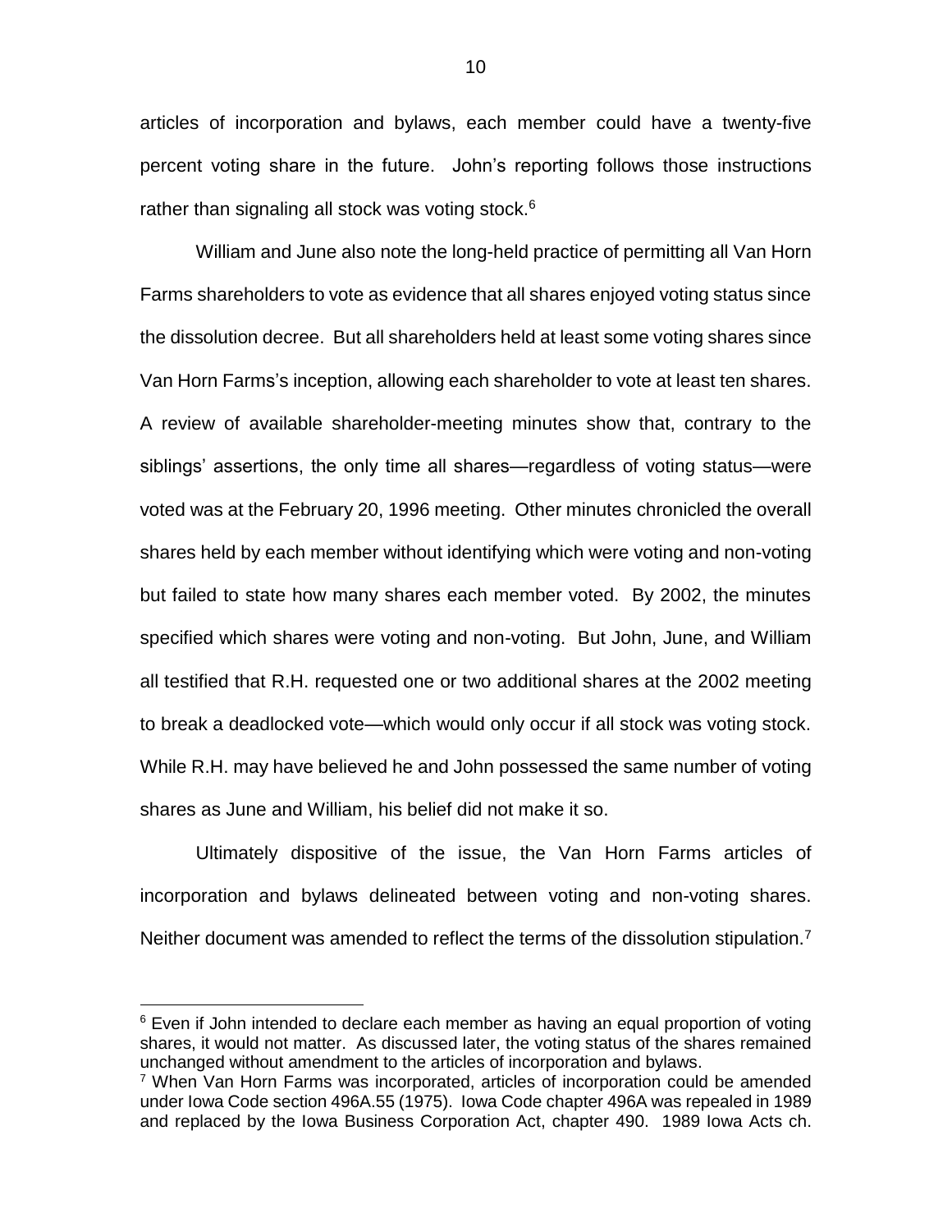articles of incorporation and bylaws, each member could have a twenty-five percent voting share in the future. John's reporting follows those instructions rather than signaling all stock was voting stock.[6]

William and June also note the long-held practice of permitting all Van Horn Farms shareholders to vote as evidence that all shares enjoyed voting status since the dissolution decree. But all shareholders held at least some voting shares since Van Horn Farms's inception, allowing each shareholder to vote at least ten shares. A review of available shareholder-meeting minutes show that, contrary to the siblings' assertions, the only time all shares—regardless of voting status—were voted was at the February 20, 1996 meeting. Other minutes chronicled the overall shares held by each member without identifying which were voting and non-voting but failed to state how many shares each member voted. By 2002, the minutes specified which shares were voting and non-voting. But John, June, and William all testified that R.H. requested one or two additional shares at the 2002 meeting to break a deadlocked vote—which would only occur if all stock was voting stock. While R.H. may have believed he and John possessed the same number of voting shares as June and William, his belief did not make it so.

Ultimately dispositive of the issue, the Van Horn Farms articles of incorporation and bylaws delineated between voting and non-voting shares. Neither document was amended to reflect the terms of the dissolution stipulation.[7]

---

[6] Even if John intended to declare each member as having an equal proportion of voting shares, it would not matter. As discussed later, the voting status of the shares remained unchanged without amendment to the articles of incorporation and bylaws.

[7] When Van Horn Farms was incorporated, articles of incorporation could be amended under Iowa Code section 496A.55 (1975). Iowa Code chapter 496A was repealed in 1989 and replaced by the Iowa Business Corporation Act, chapter 490. 1989 Iowa Acts ch.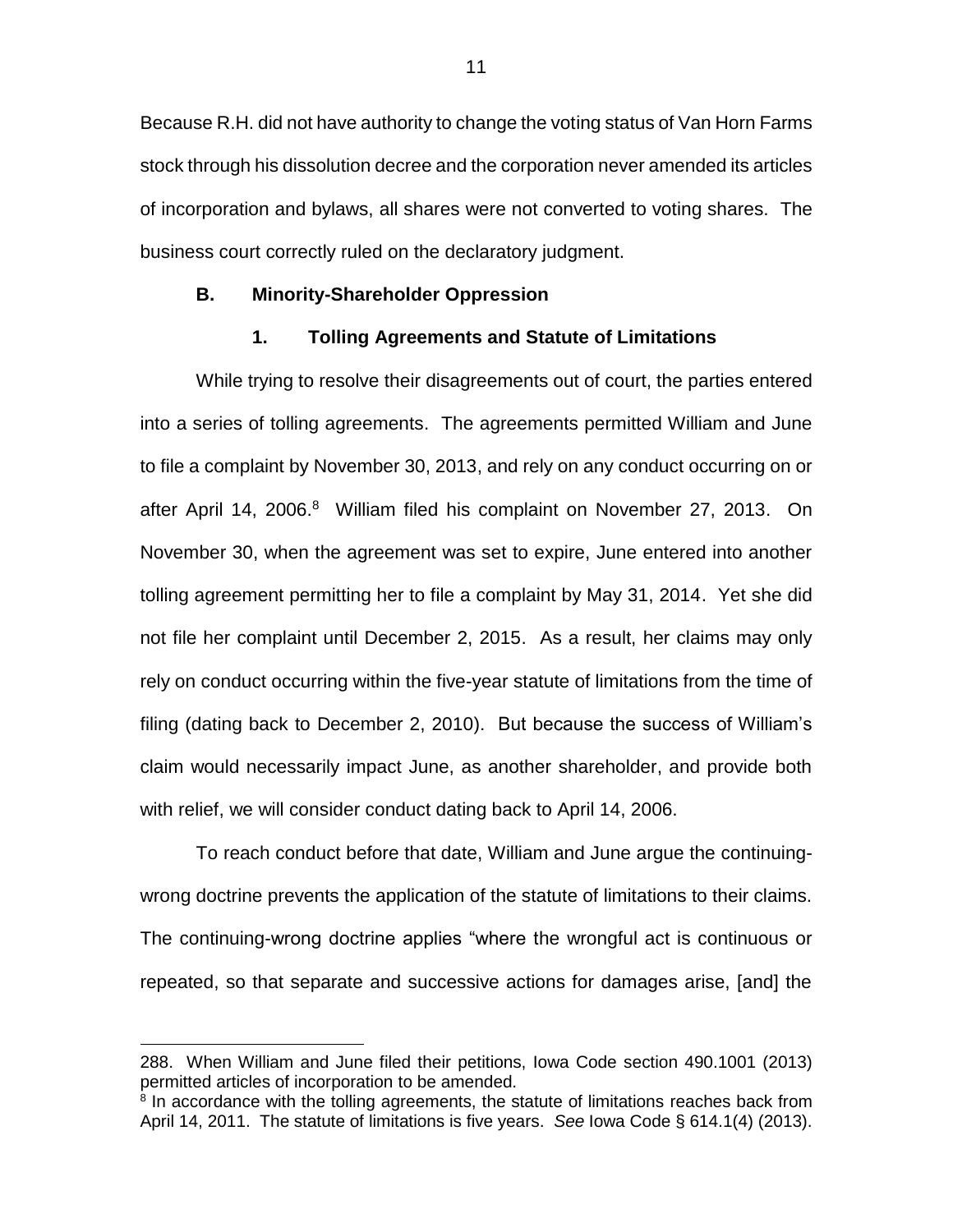Because R.H. did not have authority to change the voting status of Van Horn Farms stock through his dissolution decree and the corporation never amended its articles of incorporation and bylaws, all shares were not converted to voting shares. The business court correctly ruled on the declaratory judgment.

### B. Minority-Shareholder Oppression

#### 1. Tolling Agreements and Statute of Limitations

While trying to resolve their disagreements out of court, the parties entered into a series of tolling agreements. The agreements permitted William and June to file a complaint by November 30, 2013, and rely on any conduct occurring on or after April 14, 2006.[8] William filed his complaint on November 27, 2013. On November 30, when the agreement was set to expire, June entered into another tolling agreement permitting her to file a complaint by May 31, 2014. Yet she did not file her complaint until December 2, 2015. As a result, her claims may only rely on conduct occurring within the five-year statute of limitations from the time of filing (dating back to December 2, 2010). But because the success of William's claim would necessarily impact June, as another shareholder, and provide both with relief, we will consider conduct dating back to April 14, 2006.

To reach conduct before that date, William and June argue the continuing-wrong doctrine prevents the application of the statute of limitations to their claims. The continuing-wrong doctrine applies "where the wrongful act is continuous or repeated, so that separate and successive actions for damages arise, [and] the

---

288. When William and June filed their petitions, Iowa Code section 490.1001 (2013) permitted articles of incorporation to be amended.

[8] In accordance with the tolling agreements, the statute of limitations reaches back from April 14, 2011. The statute of limitations is five years. *See* Iowa Code § 614.1(4) (2013).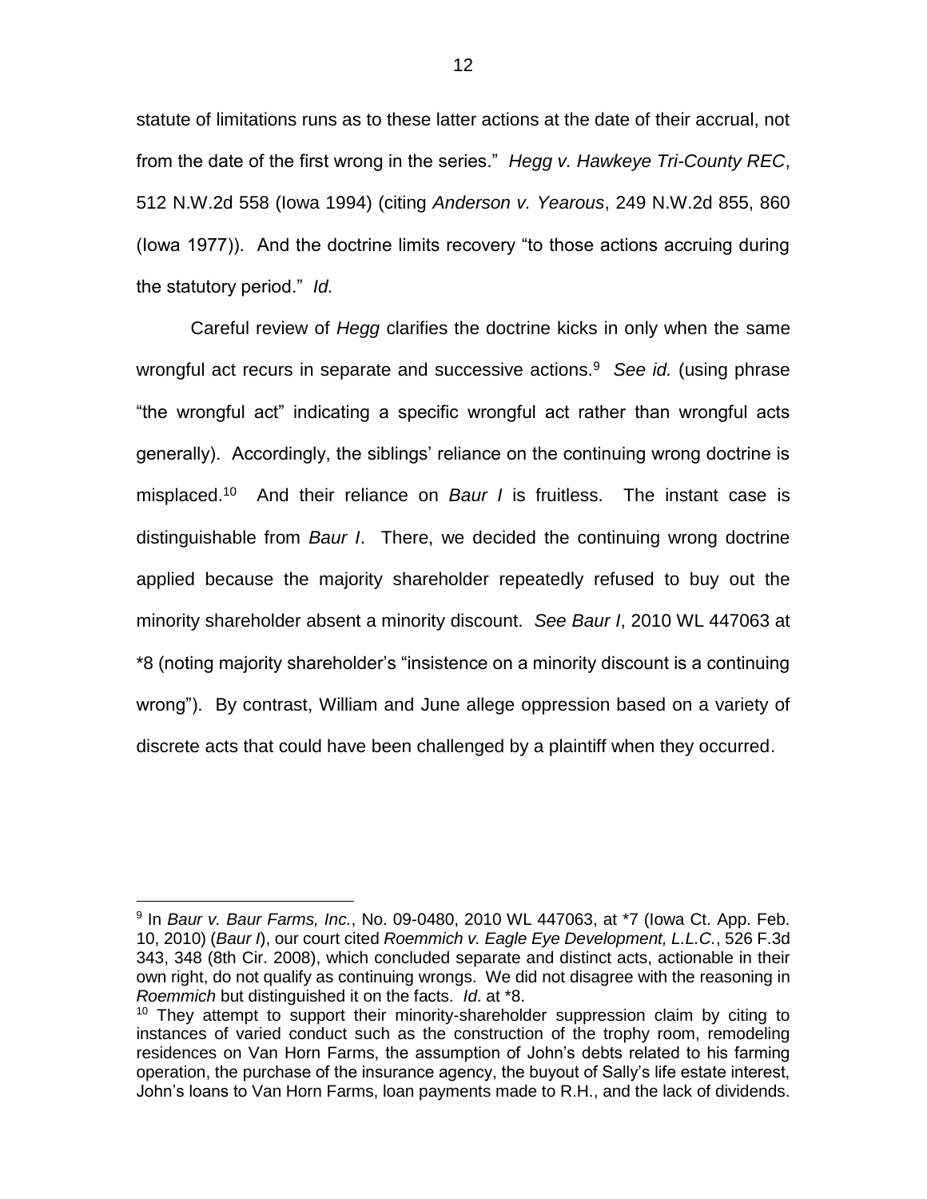statute of limitations runs as to these latter actions at the date of their accrual, not from the date of the first wrong in the series." *Hegg v. Hawkeye Tri-County REC*, 512 N.W.2d 558 (Iowa 1994) (citing *Anderson v. Yearous*, 249 N.W.2d 855, 860 (Iowa 1977)). And the doctrine limits recovery "to those actions accruing during the statutory period." *Id.*

Careful review of *Hegg* clarifies the doctrine kicks in only when the same wrongful act recurs in separate and successive actions.[9] *See id.* (using phrase "the wrongful act" indicating a specific wrongful act rather than wrongful acts generally). Accordingly, the siblings' reliance on the continuing wrong doctrine is misplaced.[10] And their reliance on *Baur I* is fruitless. The instant case is distinguishable from *Baur I*. There, we decided the continuing wrong doctrine applied because the majority shareholder repeatedly refused to buy out the minority shareholder absent a minority discount. *See Baur I*, 2010 WL 447063 at *8 (noting majority shareholder's "insistence on a minority discount is a continuing wrong"). By contrast, William and June allege oppression based on a variety of discrete acts that could have been challenged by a plaintiff when they occurred.

---

[9] In *Baur v. Baur Farms, Inc.*, No. 09-0480, 2010 WL 447063, at *7 (Iowa Ct. App. Feb. 10, 2010) (*Baur I*), our court cited *Roemmich v. Eagle Eye Development, L.L.C.*, 526 F.3d 343, 348 (8th Cir. 2008), which concluded separate and distinct acts, actionable in their own right, do not qualify as continuing wrongs. We did not disagree with the reasoning in *Roemmich* but distinguished it on the facts. *Id*. at *8.

[10] They attempt to support their minority-shareholder suppression claim by citing to instances of varied conduct such as the construction of the trophy room, remodeling residences on Van Horn Farms, the assumption of John's debts related to his farming operation, the purchase of the insurance agency, the buyout of Sally's life estate interest, John's loans to Van Horn Farms, loan payments made to R.H., and the lack of dividends.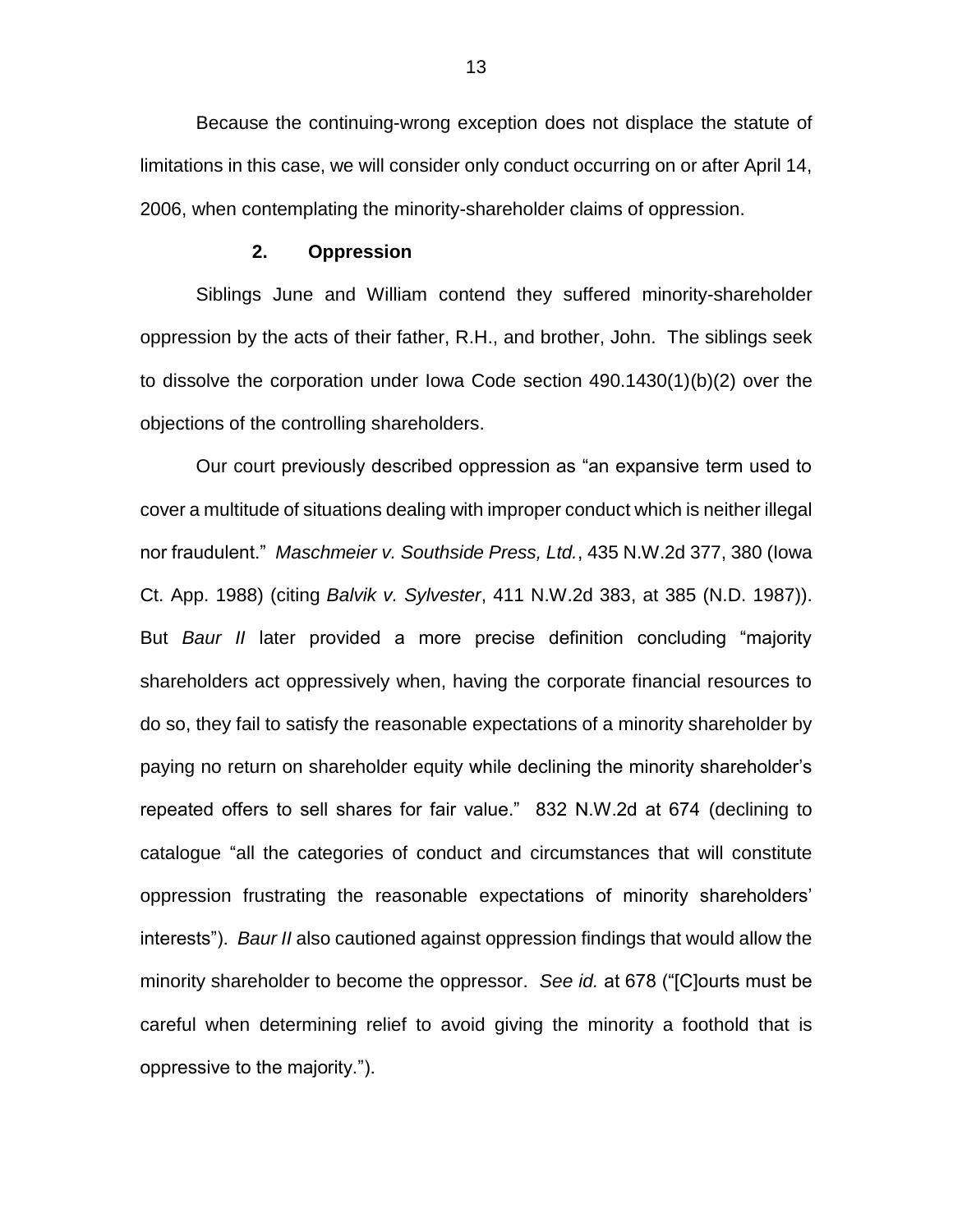Because the continuing-wrong exception does not displace the statute of limitations in this case, we will consider only conduct occurring on or after April 14, 2006, when contemplating the minority-shareholder claims of oppression.

### 2. Oppression

Siblings June and William contend they suffered minority-shareholder oppression by the acts of their father, R.H., and brother, John. The siblings seek to dissolve the corporation under Iowa Code section 490.1430(1)(b)(2) over the objections of the controlling shareholders.

Our court previously described oppression as "an expansive term used to cover a multitude of situations dealing with improper conduct which is neither illegal nor fraudulent." *Maschmeier v. Southside Press, Ltd.*, 435 N.W.2d 377, 380 (Iowa Ct. App. 1988) (citing *Balvik v. Sylvester*, 411 N.W.2d 383, at 385 (N.D. 1987)). But *Baur II* later provided a more precise definition concluding "majority shareholders act oppressively when, having the corporate financial resources to do so, they fail to satisfy the reasonable expectations of a minority shareholder by paying no return on shareholder equity while declining the minority shareholder's repeated offers to sell shares for fair value." 832 N.W.2d at 674 (declining to catalogue "all the categories of conduct and circumstances that will constitute oppression frustrating the reasonable expectations of minority shareholders' interests"). *Baur II* also cautioned against oppression findings that would allow the minority shareholder to become the oppressor. *See id.* at 678 ("[C]ourts must be careful when determining relief to avoid giving the minority a foothold that is oppressive to the majority.").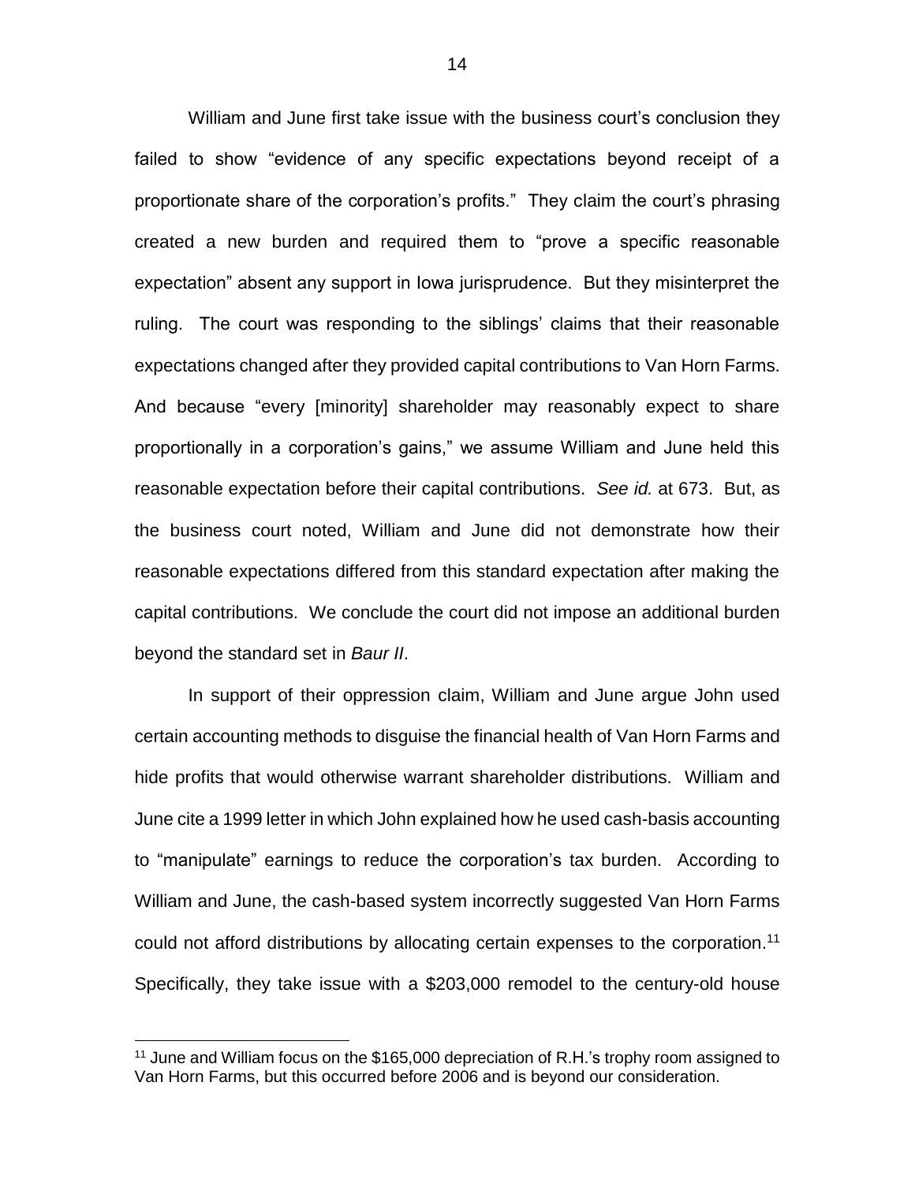William and June first take issue with the business court's conclusion they failed to show "evidence of any specific expectations beyond receipt of a proportionate share of the corporation's profits." They claim the court's phrasing created a new burden and required them to "prove a specific reasonable expectation" absent any support in Iowa jurisprudence. But they misinterpret the ruling. The court was responding to the siblings' claims that their reasonable expectations changed after they provided capital contributions to Van Horn Farms. And because "every [minority] shareholder may reasonably expect to share proportionally in a corporation's gains," we assume William and June held this reasonable expectation before their capital contributions. *See id.* at 673. But, as the business court noted, William and June did not demonstrate how their reasonable expectations differed from this standard expectation after making the capital contributions. We conclude the court did not impose an additional burden beyond the standard set in *Baur II*.

In support of their oppression claim, William and June argue John used certain accounting methods to disguise the financial health of Van Horn Farms and hide profits that would otherwise warrant shareholder distributions. William and June cite a 1999 letter in which John explained how he used cash-basis accounting to "manipulate" earnings to reduce the corporation's tax burden. According to William and June, the cash-based system incorrectly suggested Van Horn Farms could not afford distributions by allocating certain expenses to the corporation.[11] Specifically, they take issue with a $203,000 remodel to the century-old house

[11] June and William focus on the $165,000 depreciation of R.H.'s trophy room assigned to Van Horn Farms, but this occurred before 2006 and is beyond our consideration.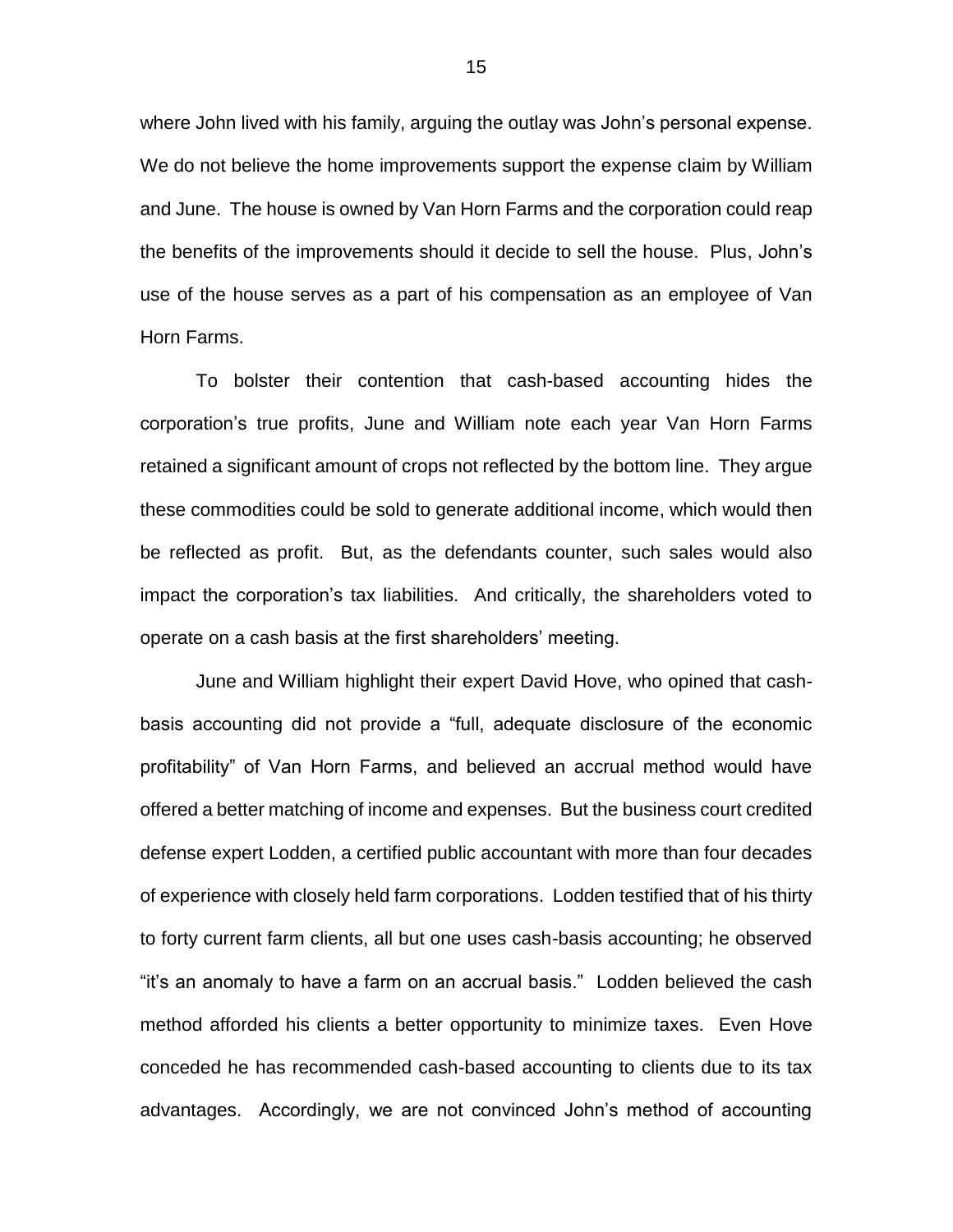where John lived with his family, arguing the outlay was John's personal expense. We do not believe the home improvements support the expense claim by William and June. The house is owned by Van Horn Farms and the corporation could reap the benefits of the improvements should it decide to sell the house. Plus, John's use of the house serves as a part of his compensation as an employee of Van Horn Farms.

To bolster their contention that cash-based accounting hides the corporation's true profits, June and William note each year Van Horn Farms retained a significant amount of crops not reflected by the bottom line. They argue these commodities could be sold to generate additional income, which would then be reflected as profit. But, as the defendants counter, such sales would also impact the corporation's tax liabilities. And critically, the shareholders voted to operate on a cash basis at the first shareholders' meeting.

June and William highlight their expert David Hove, who opined that cash-basis accounting did not provide a "full, adequate disclosure of the economic profitability" of Van Horn Farms, and believed an accrual method would have offered a better matching of income and expenses. But the business court credited defense expert Lodden, a certified public accountant with more than four decades of experience with closely held farm corporations. Lodden testified that of his thirty to forty current farm clients, all but one uses cash-basis accounting; he observed "it's an anomaly to have a farm on an accrual basis." Lodden believed the cash method afforded his clients a better opportunity to minimize taxes. Even Hove conceded he has recommended cash-based accounting to clients due to its tax advantages. Accordingly, we are not convinced John's method of accounting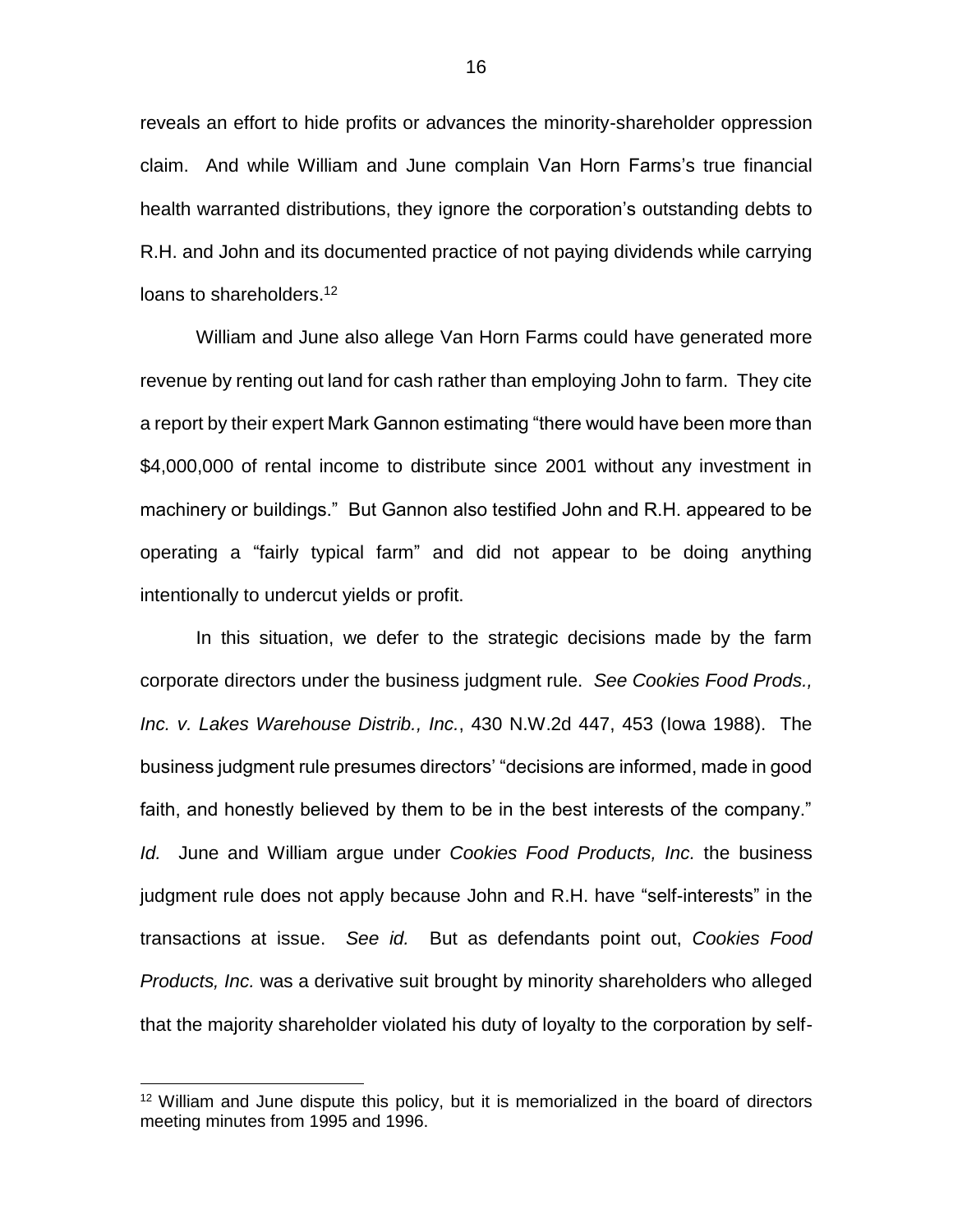reveals an effort to hide profits or advances the minority-shareholder oppression claim. And while William and June complain Van Horn Farms's true financial health warranted distributions, they ignore the corporation's outstanding debts to R.H. and John and its documented practice of not paying dividends while carrying loans to shareholders.[12]

William and June also allege Van Horn Farms could have generated more revenue by renting out land for cash rather than employing John to farm. They cite a report by their expert Mark Gannon estimating "there would have been more than $4,000,000 of rental income to distribute since 2001 without any investment in machinery or buildings." But Gannon also testified John and R.H. appeared to be operating a "fairly typical farm" and did not appear to be doing anything intentionally to undercut yields or profit.

In this situation, we defer to the strategic decisions made by the farm corporate directors under the business judgment rule. *See Cookies Food Prods., Inc. v. Lakes Warehouse Distrib., Inc.*, 430 N.W.2d 447, 453 (Iowa 1988). The business judgment rule presumes directors' "decisions are informed, made in good faith, and honestly believed by them to be in the best interests of the company." *Id.* June and William argue under *Cookies Food Products, Inc.* the business judgment rule does not apply because John and R.H. have "self-interests" in the transactions at issue. *See id.* But as defendants point out, *Cookies Food Products, Inc.* was a derivative suit brought by minority shareholders who alleged that the majority shareholder violated his duty of loyalty to the corporation by self-

---

[12] William and June dispute this policy, but it is memorialized in the board of directors meeting minutes from 1995 and 1996.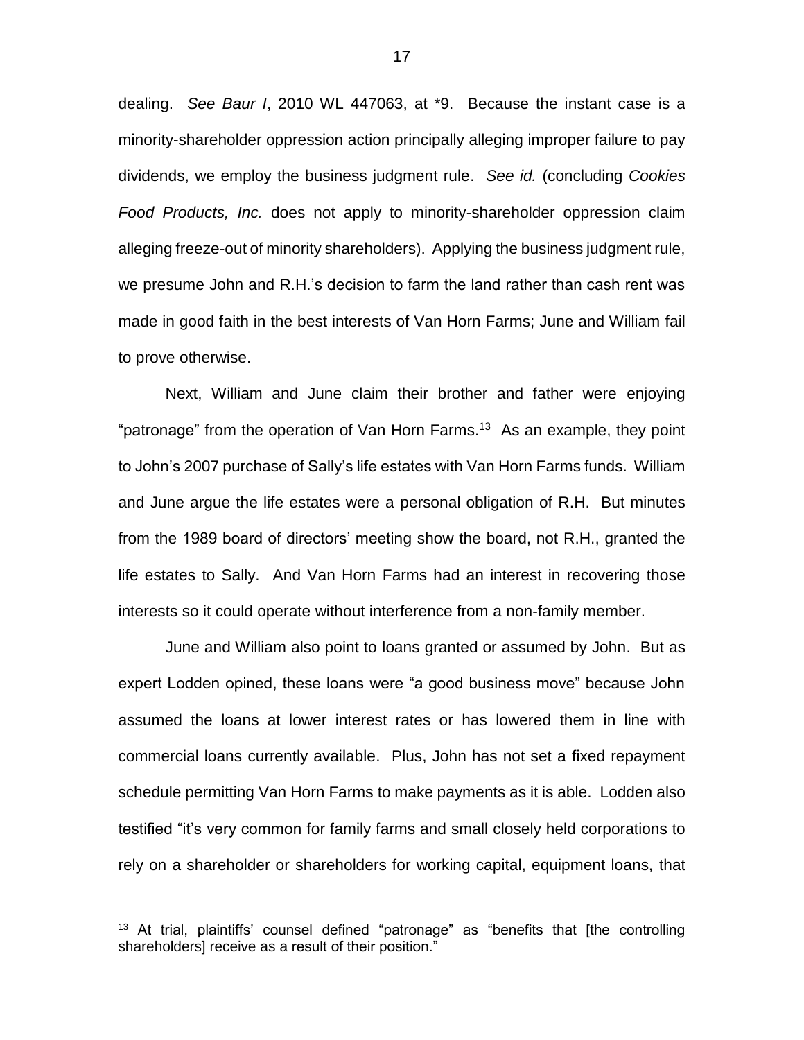dealing. *See Baur I*, 2010 WL 447063, at *9. Because the instant case is a minority-shareholder oppression action principally alleging improper failure to pay dividends, we employ the business judgment rule. *See id.* (concluding *Cookies Food Products, Inc.* does not apply to minority-shareholder oppression claim alleging freeze-out of minority shareholders). Applying the business judgment rule, we presume John and R.H.'s decision to farm the land rather than cash rent was made in good faith in the best interests of Van Horn Farms; June and William fail to prove otherwise.

Next, William and June claim their brother and father were enjoying "patronage" from the operation of Van Horn Farms.[13] As an example, they point to John's 2007 purchase of Sally's life estates with Van Horn Farms funds. William and June argue the life estates were a personal obligation of R.H. But minutes from the 1989 board of directors' meeting show the board, not R.H., granted the life estates to Sally. And Van Horn Farms had an interest in recovering those interests so it could operate without interference from a non-family member.

June and William also point to loans granted or assumed by John. But as expert Lodden opined, these loans were "a good business move" because John assumed the loans at lower interest rates or has lowered them in line with commercial loans currently available. Plus, John has not set a fixed repayment schedule permitting Van Horn Farms to make payments as it is able. Lodden also testified "it's very common for family farms and small closely held corporations to rely on a shareholder or shareholders for working capital, equipment loans, that

[13] At trial, plaintiffs' counsel defined "patronage" as "benefits that [the controlling shareholders] receive as a result of their position."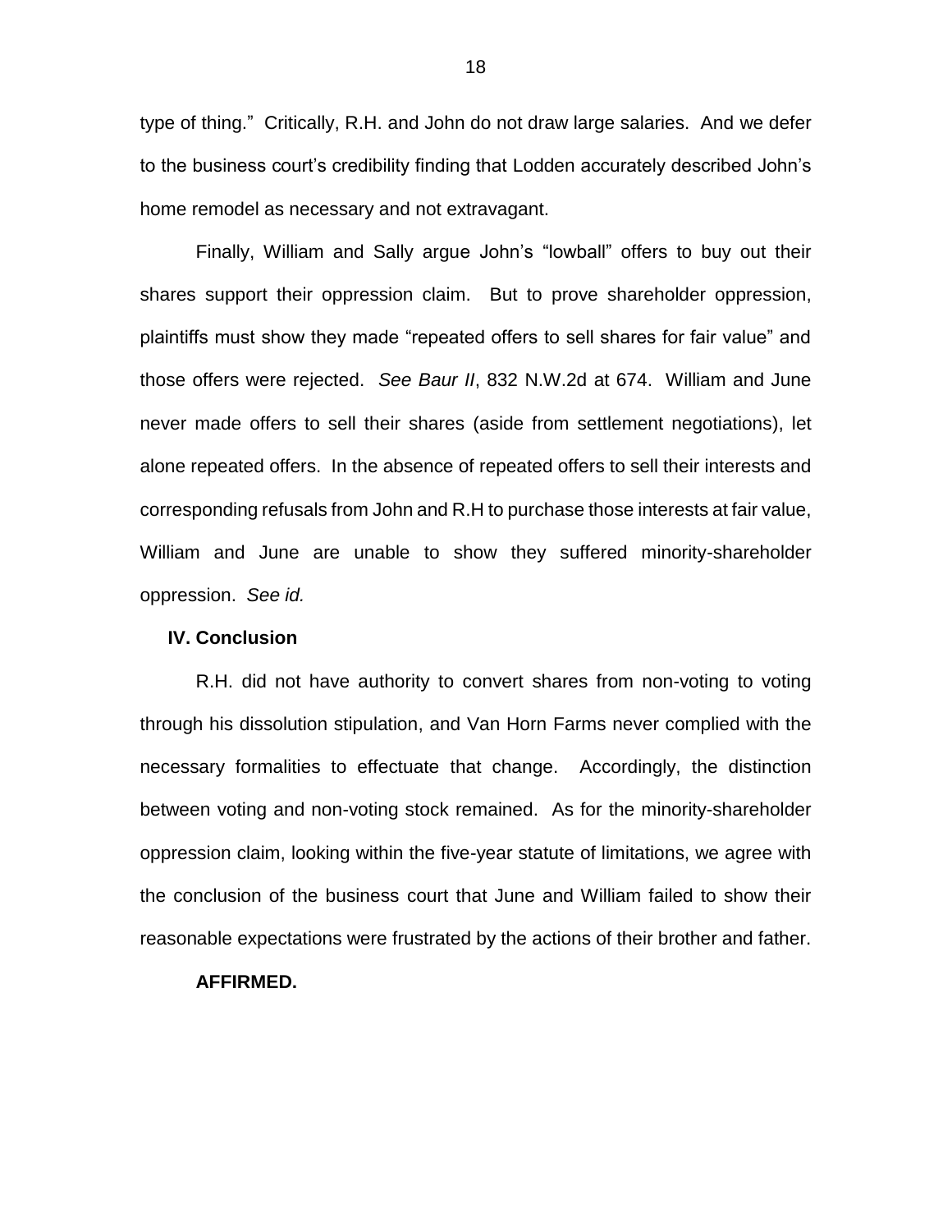type of thing." Critically, R.H. and John do not draw large salaries. And we defer to the business court's credibility finding that Lodden accurately described John's home remodel as necessary and not extravagant.

Finally, William and Sally argue John's "lowball" offers to buy out their shares support their oppression claim. But to prove shareholder oppression, plaintiffs must show they made "repeated offers to sell shares for fair value" and those offers were rejected. *See Baur II*, 832 N.W.2d at 674. William and June never made offers to sell their shares (aside from settlement negotiations), let alone repeated offers. In the absence of repeated offers to sell their interests and corresponding refusals from John and R.H to purchase those interests at fair value, William and June are unable to show they suffered minority-shareholder oppression. *See id.*

## IV. Conclusion

R.H. did not have authority to convert shares from non-voting to voting through his dissolution stipulation, and Van Horn Farms never complied with the necessary formalities to effectuate that change. Accordingly, the distinction between voting and non-voting stock remained. As for the minority-shareholder oppression claim, looking within the five-year statute of limitations, we agree with the conclusion of the business court that June and William failed to show their reasonable expectations were frustrated by the actions of their brother and father.

**AFFIRMED.**